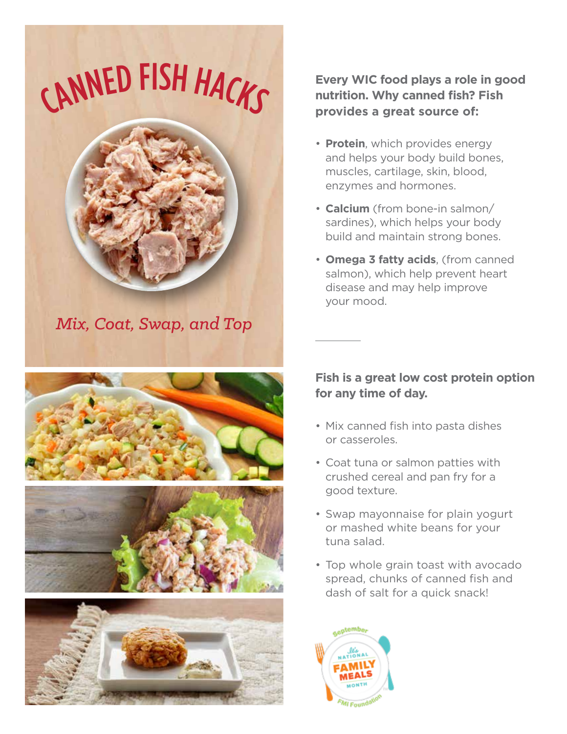# CANNED FISH HACKS

*Mix, Coat, Swap, and Top*

**Every WIC food plays a role in good nutrition. Why canned fish? Fish provides a great source of:**

- **Protein**, which provides energy and helps your body build bones, muscles, cartilage, skin, blood, enzymes and hormones.
- **Calcium** (from bone-in salmon/ sardines), which helps your body build and maintain strong bones.
- **Omega 3 fatty acids**, (from canned salmon), which help prevent heart disease and may help improve your mood.

---

**Fish is a great low cost protein option for any time of day.**

- Mix canned fish into pasta dishes or casseroles.
- Coat tuna or salmon patties with crushed cereal and pan fry for a good texture.
- Swap mayonnaise for plain yogurt or mashed white beans for your tuna salad.
- Top whole grain toast with avocado spread, chunks of canned fish and dash of salt for a quick snack!

September It's National Family Meals Month FMI Foundation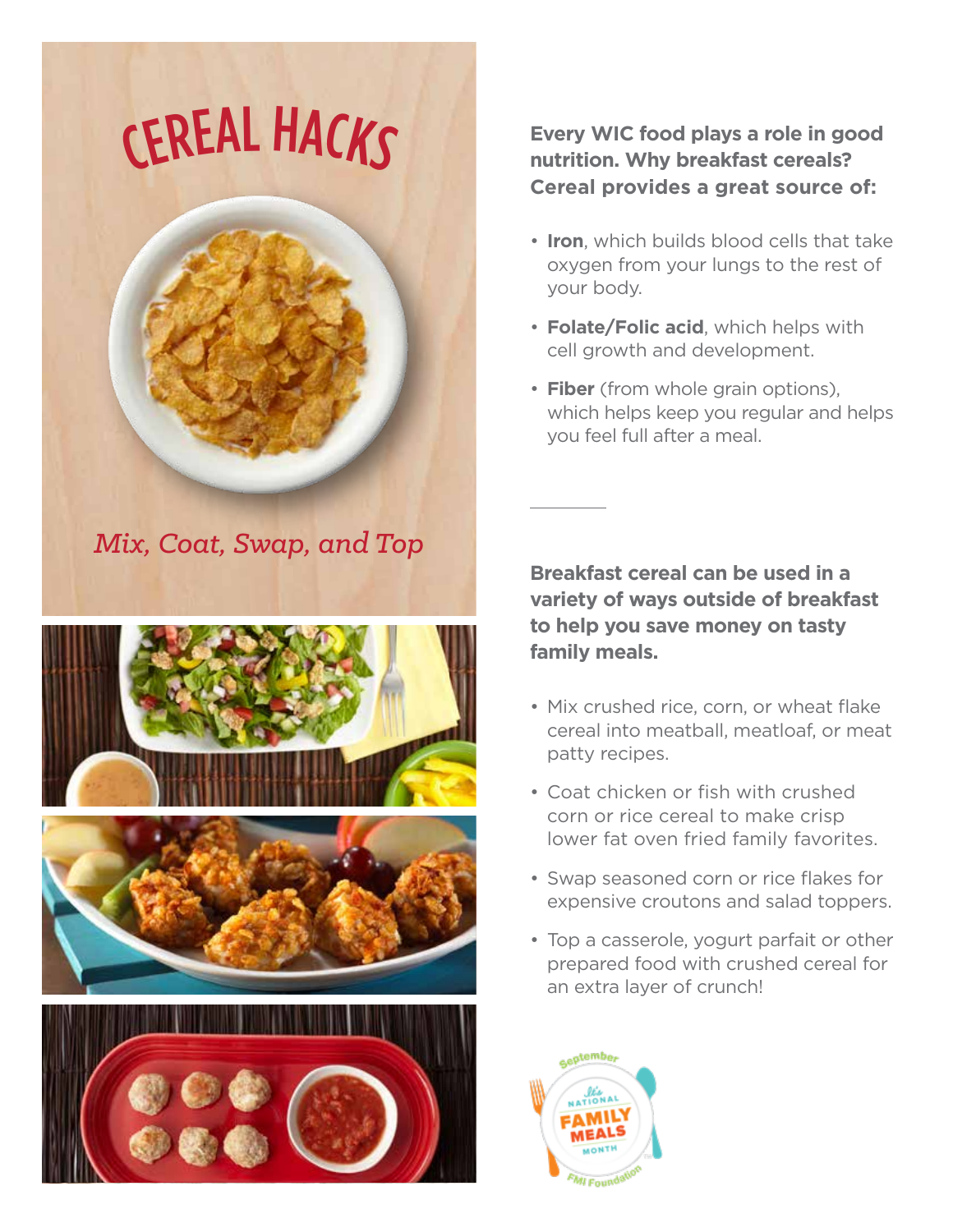# CEREAL HACKS

*Mix, Coat, Swap, and Top*

**Every WIC food plays a role in good nutrition. Why breakfast cereals? Cereal provides a great source of:**

- **Iron**, which builds blood cells that take oxygen from your lungs to the rest of your body.
- **Folate/Folic acid**, which helps with cell growth and development.
- **Fiber** (from whole grain options), which helps keep you regular and helps you feel full after a meal.

**Breakfast cereal can be used in a variety of ways outside of breakfast to help you save money on tasty family meals.**

- Mix crushed rice, corn, or wheat flake cereal into meatball, meatloaf, or meat patty recipes.
- Coat chicken or fish with crushed corn or rice cereal to make crisp lower fat oven fried family favorites.
- Swap seasoned corn or rice flakes for expensive croutons and salad toppers.
- Top a casserole, yogurt parfait or other prepared food with crushed cereal for an extra layer of crunch!

September It's National Family Meals Month — FMI Foundation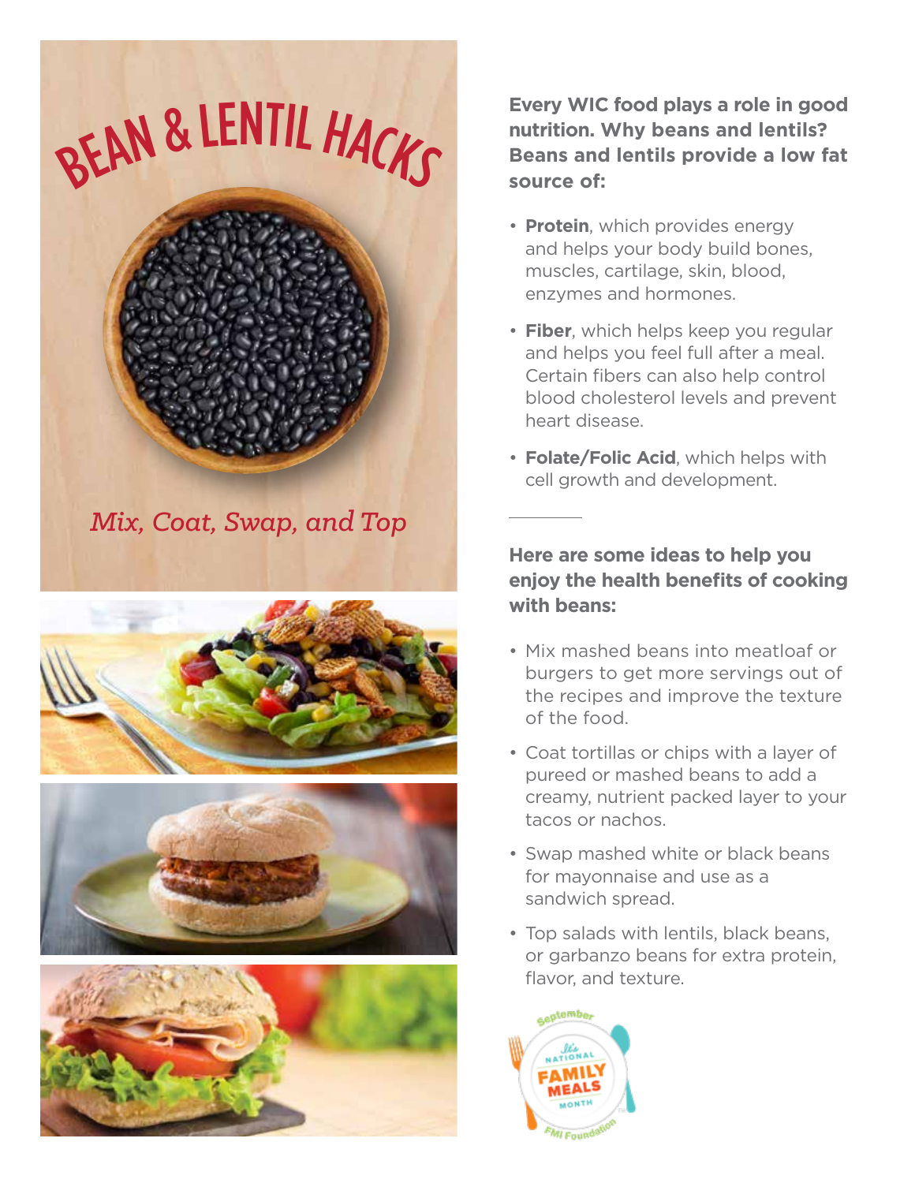# BEAN & LENTIL HACKS

*Mix, Coat, Swap, and Top*

**Every WIC food plays a role in good nutrition. Why beans and lentils? Beans and lentils provide a low fat source of:**

- **Protein**, which provides energy and helps your body build bones, muscles, cartilage, skin, blood, enzymes and hormones.
- **Fiber**, which helps keep you regular and helps you feel full after a meal. Certain fibers can also help control blood cholesterol levels and prevent heart disease.
- **Folate/Folic Acid**, which helps with cell growth and development.

---

**Here are some ideas to help you enjoy the health benefits of cooking with beans:**

- Mix mashed beans into meatloaf or burgers to get more servings out of the recipes and improve the texture of the food.
- Coat tortillas or chips with a layer of pureed or mashed beans to add a creamy, nutrient packed layer to your tacos or nachos.
- Swap mashed white or black beans for mayonnaise and use as a sandwich spread.
- Top salads with lentils, black beans, or garbanzo beans for extra protein, flavor, and texture.

September It's National Family Meals Month — FMI Foundation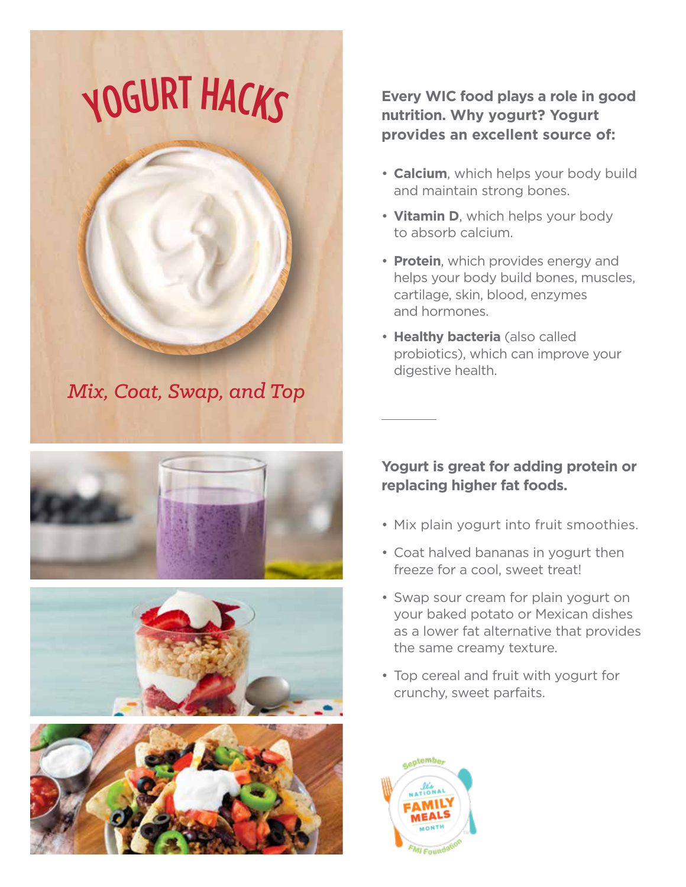# YOGURT HACKS

*Mix, Coat, Swap, and Top*

**Every WIC food plays a role in good nutrition. Why yogurt? Yogurt provides an excellent source of:**

- **Calcium**, which helps your body build and maintain strong bones.
- **Vitamin D**, which helps your body to absorb calcium.
- **Protein**, which provides energy and helps your body build bones, muscles, cartilage, skin, blood, enzymes and hormones.
- **Healthy bacteria** (also called probiotics), which can improve your digestive health.

---

**Yogurt is great for adding protein or replacing higher fat foods.**

- Mix plain yogurt into fruit smoothies.
- Coat halved bananas in yogurt then freeze for a cool, sweet treat!
- Swap sour cream for plain yogurt on your baked potato or Mexican dishes as a lower fat alternative that provides the same creamy texture.
- Top cereal and fruit with yogurt for crunchy, sweet parfaits.

September
It's National Family Meals Month
FMI Foundation